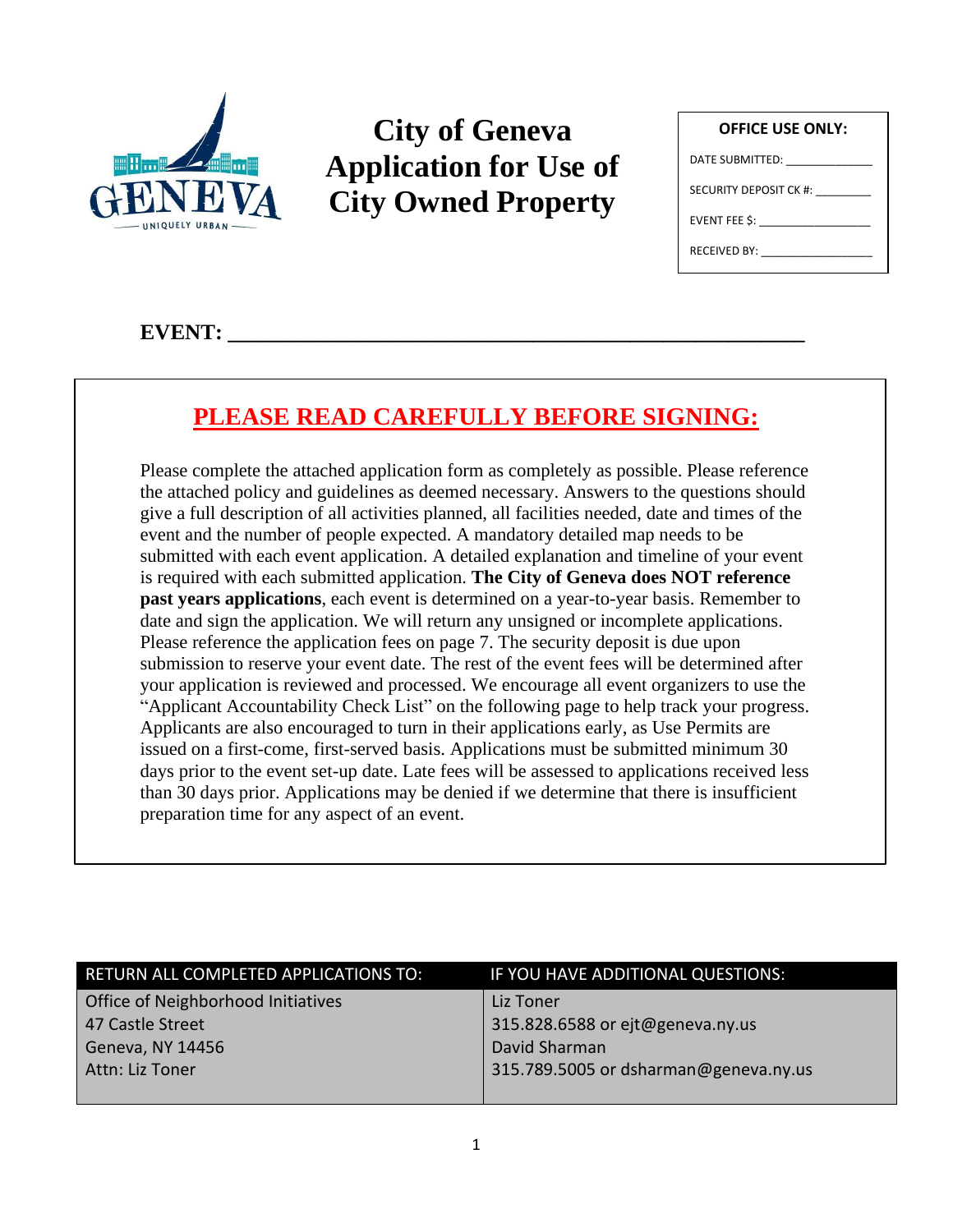# City of Geneva Application for Use of City Owned Property

| OFFICE USE ONLY: |
|---|
| DATE SUBMITTED: _____________ |
| SECURITY DEPOSIT CK #: ________ |
| EVENT FEE $: ________________ |
| RECEIVED BY: ________________ |

**EVENT: ___________________________________________________**

## PLEASE READ CAREFULLY BEFORE SIGNING:

Please complete the attached application form as completely as possible. Please reference the attached policy and guidelines as deemed necessary. Answers to the questions should give a full description of all activities planned, all facilities needed, date and times of the event and the number of people expected. A mandatory detailed map needs to be submitted with each event application. A detailed explanation and timeline of your event is required with each submitted application. **The City of Geneva does NOT reference past years applications**, each event is determined on a year-to-year basis. Remember to date and sign the application. We will return any unsigned or incomplete applications. Please reference the application fees on page 7. The security deposit is due upon submission to reserve your event date. The rest of the event fees will be determined after your application is reviewed and processed. We encourage all event organizers to use the "Applicant Accountability Check List" on the following page to help track your progress. Applicants are also encouraged to turn in their applications early, as Use Permits are issued on a first-come, first-served basis. Applications must be submitted minimum 30 days prior to the event set-up date. Late fees will be assessed to applications received less than 30 days prior. Applications may be denied if we determine that there is insufficient preparation time for any aspect of an event.

| RETURN ALL COMPLETED APPLICATIONS TO: | IF YOU HAVE ADDITIONAL QUESTIONS: |
|---|---|
| Office of Neighborhood Initiatives<br>47 Castle Street<br>Geneva, NY 14456<br>Attn: Liz Toner | Liz Toner<br>315.828.6588 or ejt@geneva.ny.us<br>David Sharman<br>315.789.5005 or dsharman@geneva.ny.us |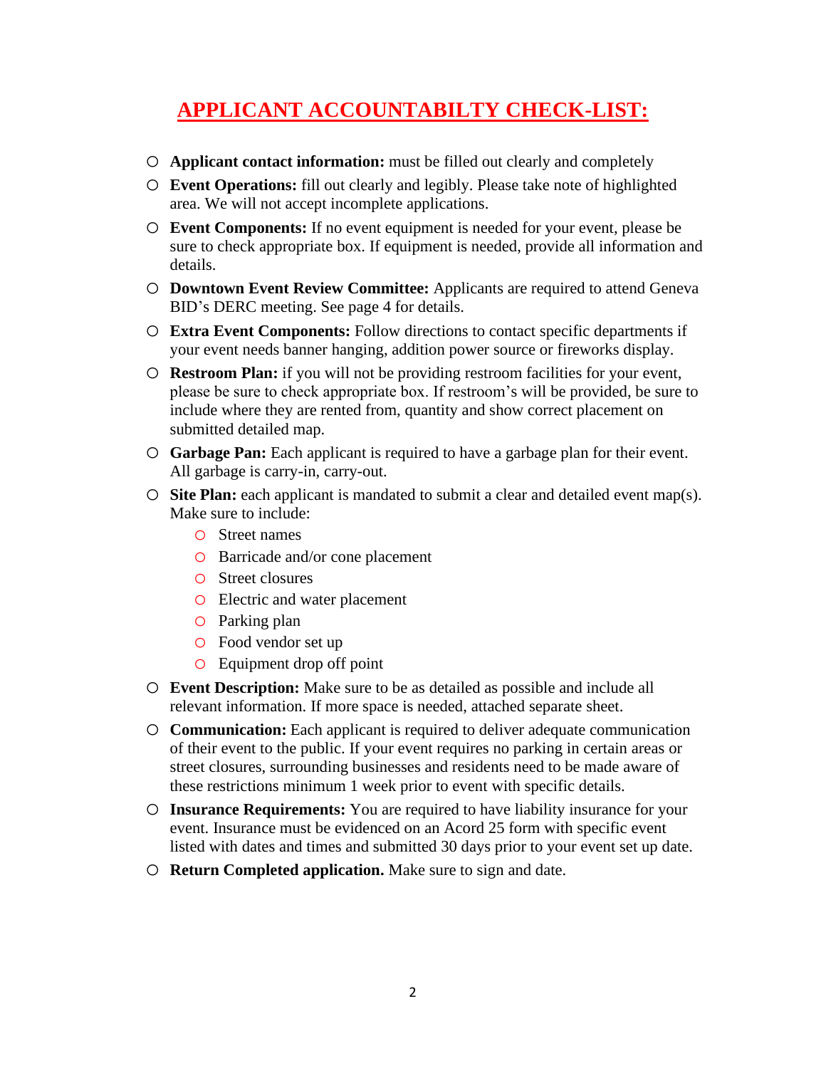# APPLICANT ACCOUNTABILTY CHECK-LIST:

- **Applicant contact information:** must be filled out clearly and completely
- **Event Operations:** fill out clearly and legibly. Please take note of highlighted area. We will not accept incomplete applications.
- **Event Components:** If no event equipment is needed for your event, please be sure to check appropriate box. If equipment is needed, provide all information and details.
- **Downtown Event Review Committee:** Applicants are required to attend Geneva BID's DERC meeting. See page 4 for details.
- **Extra Event Components:** Follow directions to contact specific departments if your event needs banner hanging, addition power source or fireworks display.
- **Restroom Plan:** if you will not be providing restroom facilities for your event, please be sure to check appropriate box. If restroom's will be provided, be sure to include where they are rented from, quantity and show correct placement on submitted detailed map.
- **Garbage Pan:** Each applicant is required to have a garbage plan for their event. All garbage is carry-in, carry-out.
- **Site Plan:** each applicant is mandated to submit a clear and detailed event map(s). Make sure to include:
  - Street names
  - Barricade and/or cone placement
  - Street closures
  - Electric and water placement
  - Parking plan
  - Food vendor set up
  - Equipment drop off point
- **Event Description:** Make sure to be as detailed as possible and include all relevant information. If more space is needed, attached separate sheet.
- **Communication:** Each applicant is required to deliver adequate communication of their event to the public. If your event requires no parking in certain areas or street closures, surrounding businesses and residents need to be made aware of these restrictions minimum 1 week prior to event with specific details.
- **Insurance Requirements:** You are required to have liability insurance for your event. Insurance must be evidenced on an Acord 25 form with specific event listed with dates and times and submitted 30 days prior to your event set up date.
- **Return Completed application.** Make sure to sign and date.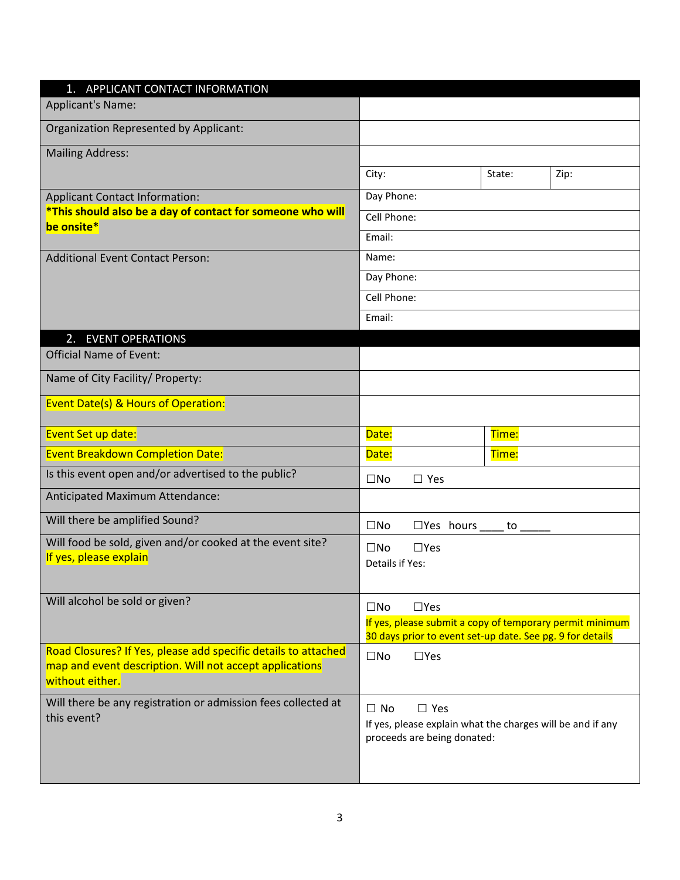| 1. APPLICANT CONTACT INFORMATION | | | |
|---|---|---|---|
| Applicant's Name: | | | |
| Organization Represented by Applicant: | | | |
| Mailing Address: | | | |
| | City: | State: | Zip: |
| Applicant Contact Information: **\*This should also be a day of contact for someone who will be onsite\*** | Day Phone: | | |
| | Cell Phone: | | |
| | Email: | | |
| Additional Event Contact Person: | Name: | | |
| | Day Phone: | | |
| | Cell Phone: | | |
| | Email: | | |

| 2. EVENT OPERATIONS | | |
|---|---|---|
| Official Name of Event: | | |
| Name of City Facility/ Property: | | |
| Event Date(s) & Hours of Operation: | | |
| Event Set up date: | Date: | Time: |
| Event Breakdown Completion Date: | Date: | Time: |
| Is this event open and/or advertised to the public? | ☐No ☐ Yes | |
| Anticipated Maximum Attendance: | | |
| Will there be amplified Sound? | ☐No ☐Yes hours ____ to _____ | |
| Will food be sold, given and/or cooked at the event site? If yes, please explain | ☐No ☐Yes Details if Yes: | |
| Will alcohol be sold or given? | ☐No ☐Yes If yes, please submit a copy of temporary permit minimum 30 days prior to event set-up date. See pg. 9 for details | |
| Road Closures? If Yes, please add specific details to attached map and event description. Will not accept applications without either. | ☐No ☐Yes | |
| Will there be any registration or admission fees collected at this event? | ☐ No ☐ Yes If yes, please explain what the charges will be and if any proceeds are being donated: | |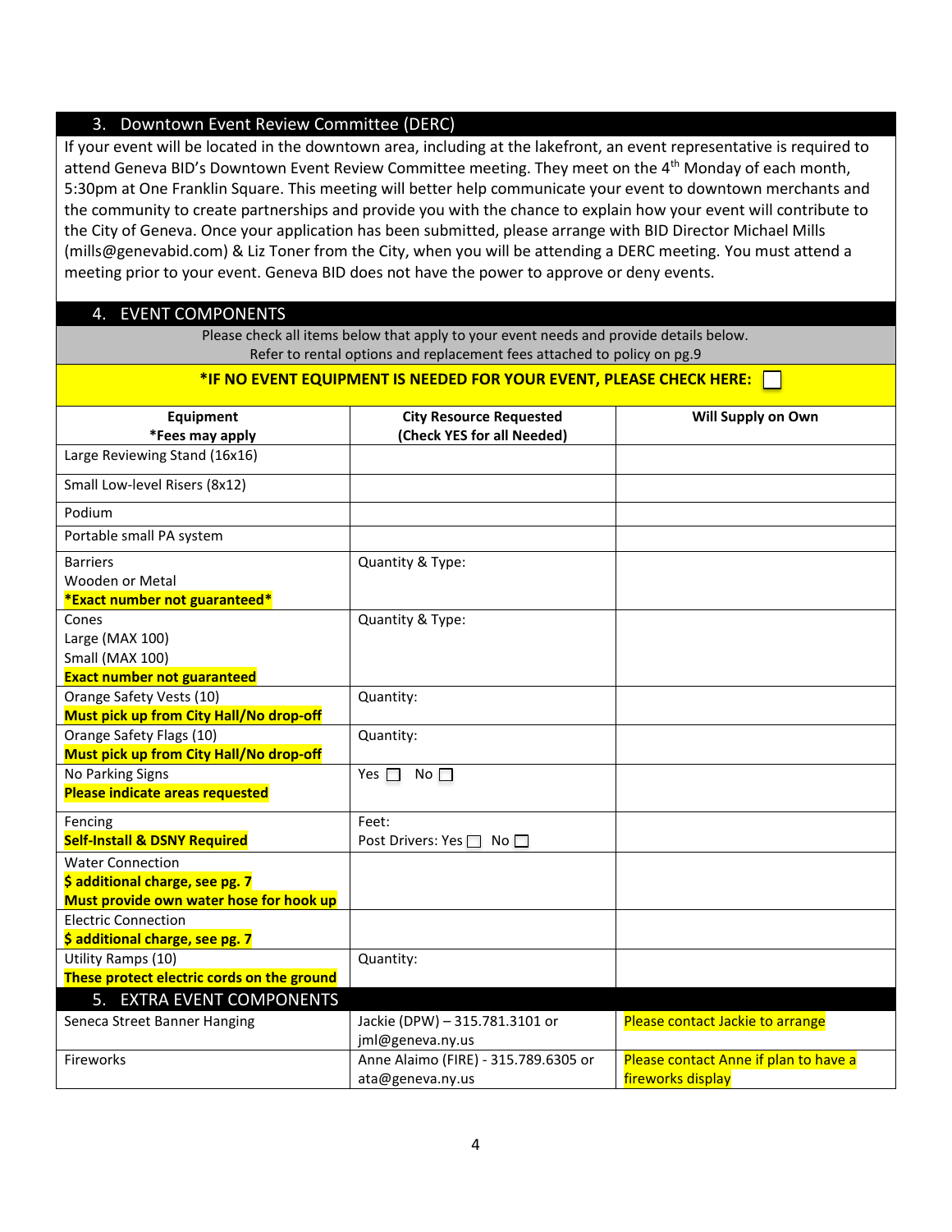## 3. Downtown Event Review Committee (DERC)

If your event will be located in the downtown area, including at the lakefront, an event representative is required to attend Geneva BID's Downtown Event Review Committee meeting. They meet on the 4th Monday of each month, 5:30pm at One Franklin Square. This meeting will better help communicate your event to downtown merchants and the community to create partnerships and provide you with the chance to explain how your event will contribute to the City of Geneva. Once your application has been submitted, please arrange with BID Director Michael Mills (mills@genevabid.com) & Liz Toner from the City, when you will be attending a DERC meeting. You must attend a meeting prior to your event. Geneva BID does not have the power to approve or deny events.

## 4. EVENT COMPONENTS

Please check all items below that apply to your event needs and provide details below.
Refer to rental options and replacement fees attached to policy on pg.9

**\*IF NO EVENT EQUIPMENT IS NEEDED FOR YOUR EVENT, PLEASE CHECK HERE:** ☐

| Equipment<br>*Fees may apply | City Resource Requested<br>(Check YES for all Needed) | Will Supply on Own |
|---|---|---|
| Large Reviewing Stand (16x16) | | |
| Small Low-level Risers (8x12) | | |
| Podium | | |
| Portable small PA system | | |
| Barriers<br>Wooden or Metal<br>**\*Exact number not guaranteed\*** | Quantity & Type: | |
| Cones<br>Large (MAX 100)<br>Small (MAX 100)<br>**Exact number not guaranteed** | Quantity & Type: | |
| Orange Safety Vests (10)<br>**Must pick up from City Hall/No drop-off** | Quantity: | |
| Orange Safety Flags (10)<br>**Must pick up from City Hall/No drop-off** | Quantity: | |
| No Parking Signs<br>**Please indicate areas requested** | Yes ☐ No ☐ | |
| Fencing<br>**Self-Install & DSNY Required** | Feet:<br>Post Drivers: Yes ☐ No ☐ | |
| Water Connection<br>**$ additional charge, see pg. 7**<br>**Must provide own water hose for hook up** | | |
| Electric Connection<br>**$ additional charge, see pg. 7** | | |
| Utility Ramps (10)<br>**These protect electric cords on the ground** | Quantity: | |

## 5. EXTRA EVENT COMPONENTS

| | | |
|---|---|---|
| Seneca Street Banner Hanging | Jackie (DPW) – 315.781.3101 or jml@geneva.ny.us | Please contact Jackie to arrange |
| Fireworks | Anne Alaimo (FIRE) - 315.789.6305 or ata@geneva.ny.us | Please contact Anne if plan to have a fireworks display |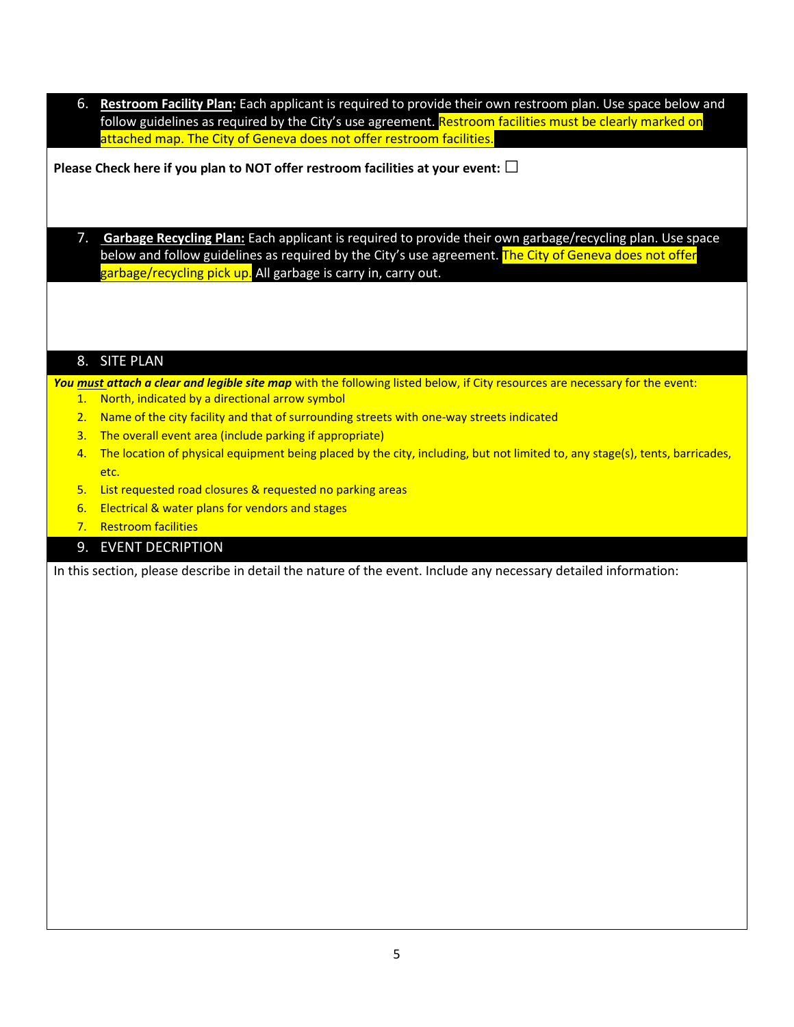6. **Restroom Facility Plan:** Each applicant is required to provide their own restroom plan. Use space below and follow guidelines as required by the City's use agreement. Restroom facilities must be clearly marked on attached map. The City of Geneva does not offer restroom facilities.

**Please Check here if you plan to NOT offer restroom facilities at your event:** ☐

7. **Garbage Recycling Plan:** Each applicant is required to provide their own garbage/recycling plan. Use space below and follow guidelines as required by the City's use agreement. The City of Geneva does not offer garbage/recycling pick up. All garbage is carry in, carry out.

8. SITE PLAN

***You must attach a clear and legible site map*** with the following listed below, if City resources are necessary for the event:

1. North, indicated by a directional arrow symbol
2. Name of the city facility and that of surrounding streets with one-way streets indicated
3. The overall event area (include parking if appropriate)
4. The location of physical equipment being placed by the city, including, but not limited to, any stage(s), tents, barricades, etc.
5. List requested road closures & requested no parking areas
6. Electrical & water plans for vendors and stages
7. Restroom facilities

9. EVENT DECRIPTION

In this section, please describe in detail the nature of the event. Include any necessary detailed information: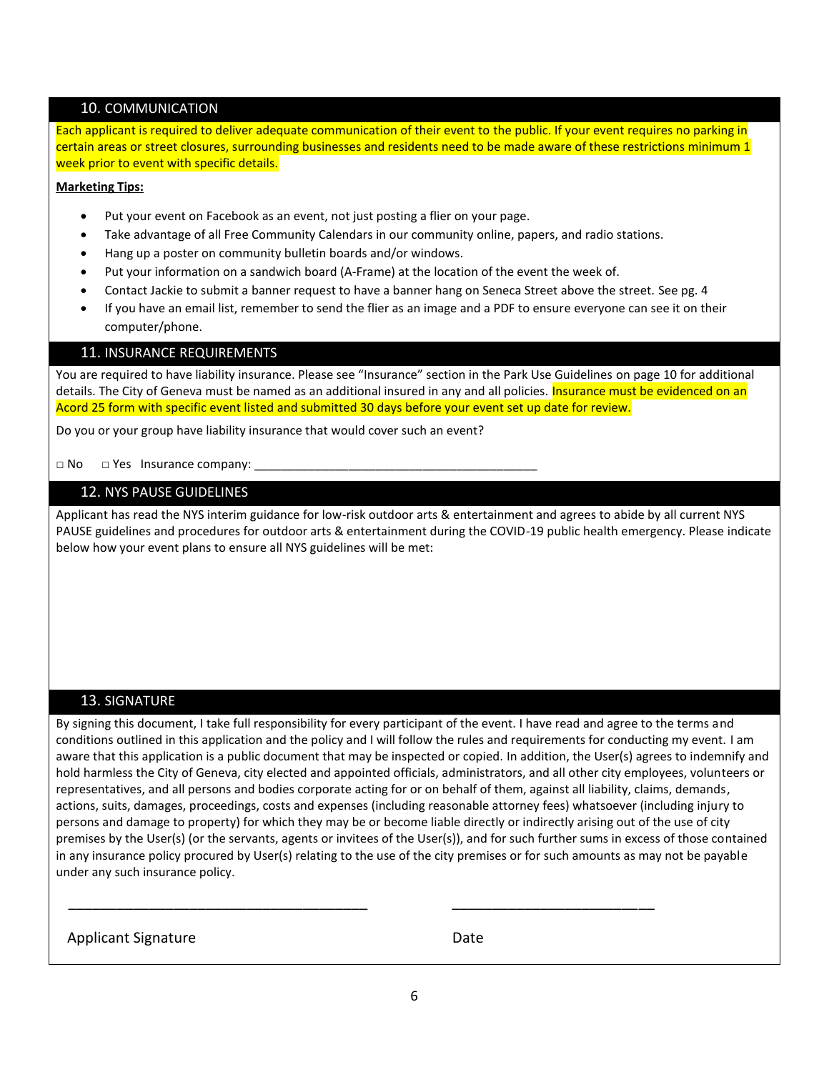## 10. COMMUNICATION

Each applicant is required to deliver adequate communication of their event to the public. If your event requires no parking in certain areas or street closures, surrounding businesses and residents need to be made aware of these restrictions minimum 1 week prior to event with specific details.

**Marketing Tips:**

- Put your event on Facebook as an event, not just posting a flier on your page.
- Take advantage of all Free Community Calendars in our community online, papers, and radio stations.
- Hang up a poster on community bulletin boards and/or windows.
- Put your information on a sandwich board (A-Frame) at the location of the event the week of.
- Contact Jackie to submit a banner request to have a banner hang on Seneca Street above the street. See pg. 4
- If you have an email list, remember to send the flier as an image and a PDF to ensure everyone can see it on their computer/phone.

## 11. INSURANCE REQUIREMENTS

You are required to have liability insurance. Please see "Insurance" section in the Park Use Guidelines on page 10 for additional details. The City of Geneva must be named as an additional insured in any and all policies. Insurance must be evidenced on an Acord 25 form with specific event listed and submitted 30 days before your event set up date for review.

Do you or your group have liability insurance that would cover such an event?

□ No □ Yes Insurance company: ________________________________________

## 12. NYS PAUSE GUIDELINES

Applicant has read the NYS interim guidance for low-risk outdoor arts & entertainment and agrees to abide by all current NYS PAUSE guidelines and procedures for outdoor arts & entertainment during the COVID-19 public health emergency. Please indicate below how your event plans to ensure all NYS guidelines will be met:

## 13. SIGNATURE

By signing this document, I take full responsibility for every participant of the event. I have read and agree to the terms and conditions outlined in this application and the policy and I will follow the rules and requirements for conducting my event. I am aware that this application is a public document that may be inspected or copied. In addition, the User(s) agrees to indemnify and hold harmless the City of Geneva, city elected and appointed officials, administrators, and all other city employees, volunteers or representatives, and all persons and bodies corporate acting for or on behalf of them, against all liability, claims, demands, actions, suits, damages, proceedings, costs and expenses (including reasonable attorney fees) whatsoever (including injury to persons and damage to property) for which they may be or become liable directly or indirectly arising out of the use of city premises by the User(s) (or the servants, agents or invitees of the User(s)), and for such further sums in excess of those contained in any insurance policy procured by User(s) relating to the use of the city premises or for such amounts as may not be payable under any such insurance policy.

________________________________________ ____________________________

Applicant Signature Date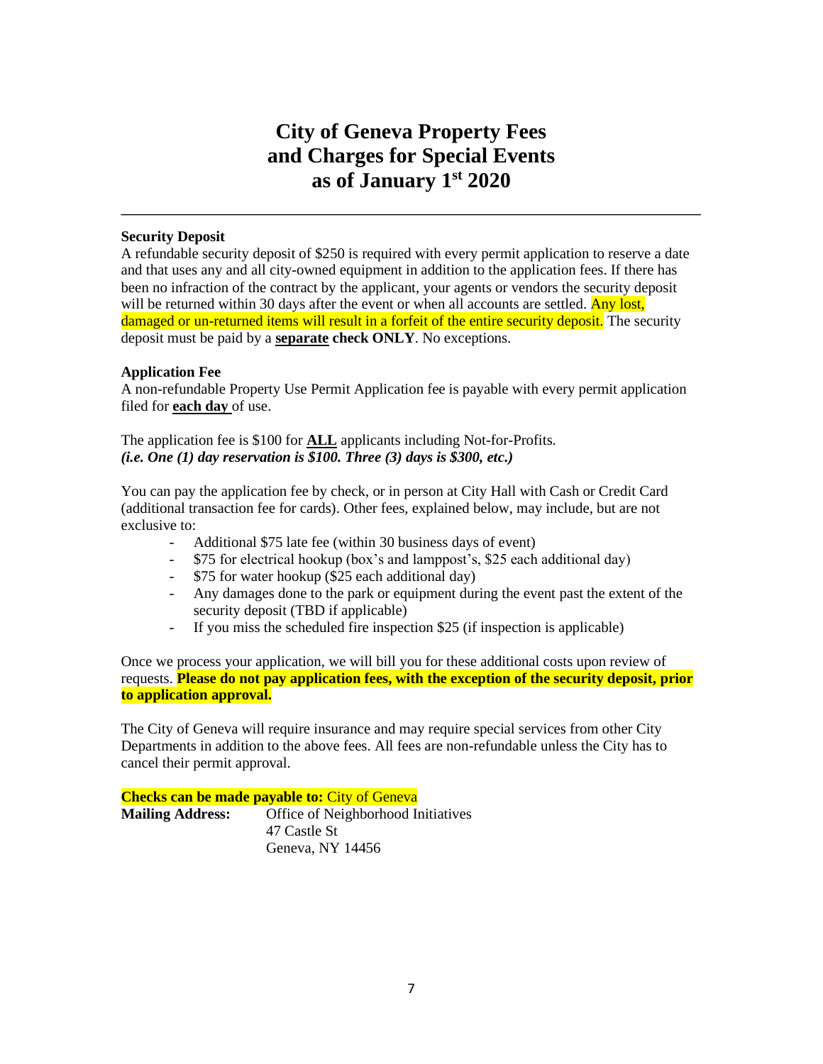# City of Geneva Property Fees and Charges for Special Events as of January 1st 2020

---

**Security Deposit**

A refundable security deposit of $250 is required with every permit application to reserve a date and that uses any and all city-owned equipment in addition to the application fees. If there has been no infraction of the contract by the applicant, your agents or vendors the security deposit will be returned within 30 days after the event or when all accounts are settled. Any lost, damaged or un-returned items will result in a forfeit of the entire security deposit. The security deposit must be paid by a **separate check ONLY**. No exceptions.

**Application Fee**

A non-refundable Property Use Permit Application fee is payable with every permit application filed for **each day** of use.

The application fee is $100 for **ALL** applicants including Not-for-Profits.
***(i.e. One (1) day reservation is $100. Three (3) days is $300, etc.)***

You can pay the application fee by check, or in person at City Hall with Cash or Credit Card (additional transaction fee for cards). Other fees, explained below, may include, but are not exclusive to:

- Additional $75 late fee (within 30 business days of event)
- $75 for electrical hookup (box's and lamppost's, $25 each additional day)
- $75 for water hookup ($25 each additional day)
- Any damages done to the park or equipment during the event past the extent of the security deposit (TBD if applicable)
- If you miss the scheduled fire inspection $25 (if inspection is applicable)

Once we process your application, we will bill you for these additional costs upon review of requests. **Please do not pay application fees, with the exception of the security deposit, prior to application approval.**

The City of Geneva will require insurance and may require special services from other City Departments in addition to the above fees. All fees are non-refundable unless the City has to cancel their permit approval.

**Checks can be made payable to:** City of Geneva
**Mailing Address:** Office of Neighborhood Initiatives
47 Castle St
Geneva, NY 14456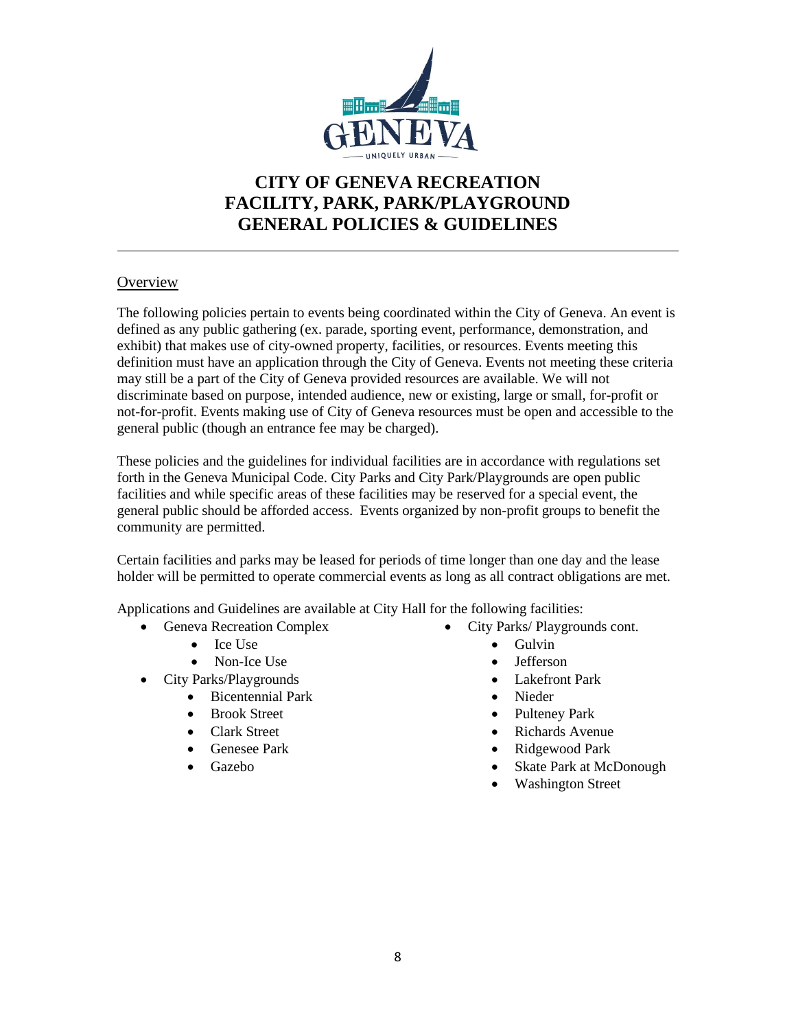# CITY OF GENEVA RECREATION FACILITY, PARK, PARK/PLAYGROUND GENERAL POLICIES & GUIDELINES

## Overview

The following policies pertain to events being coordinated within the City of Geneva. An event is defined as any public gathering (ex. parade, sporting event, performance, demonstration, and exhibit) that makes use of city-owned property, facilities, or resources. Events meeting this definition must have an application through the City of Geneva. Events not meeting these criteria may still be a part of the City of Geneva provided resources are available. We will not discriminate based on purpose, intended audience, new or existing, large or small, for-profit or not-for-profit. Events making use of City of Geneva resources must be open and accessible to the general public (though an entrance fee may be charged).

These policies and the guidelines for individual facilities are in accordance with regulations set forth in the Geneva Municipal Code. City Parks and City Park/Playgrounds are open public facilities and while specific areas of these facilities may be reserved for a special event, the general public should be afforded access. Events organized by non-profit groups to benefit the community are permitted.

Certain facilities and parks may be leased for periods of time longer than one day and the lease holder will be permitted to operate commercial events as long as all contract obligations are met.

Applications and Guidelines are available at City Hall for the following facilities:

- Geneva Recreation Complex
  - Ice Use
  - Non-Ice Use
- City Parks/Playgrounds
  - Bicentennial Park
  - Brook Street
  - Clark Street
  - Genesee Park
  - Gazebo
- City Parks/ Playgrounds cont.
  - Gulvin
  - Jefferson
  - Lakefront Park
  - Nieder
  - Pulteney Park
  - Richards Avenue
  - Ridgewood Park
  - Skate Park at McDonough
  - Washington Street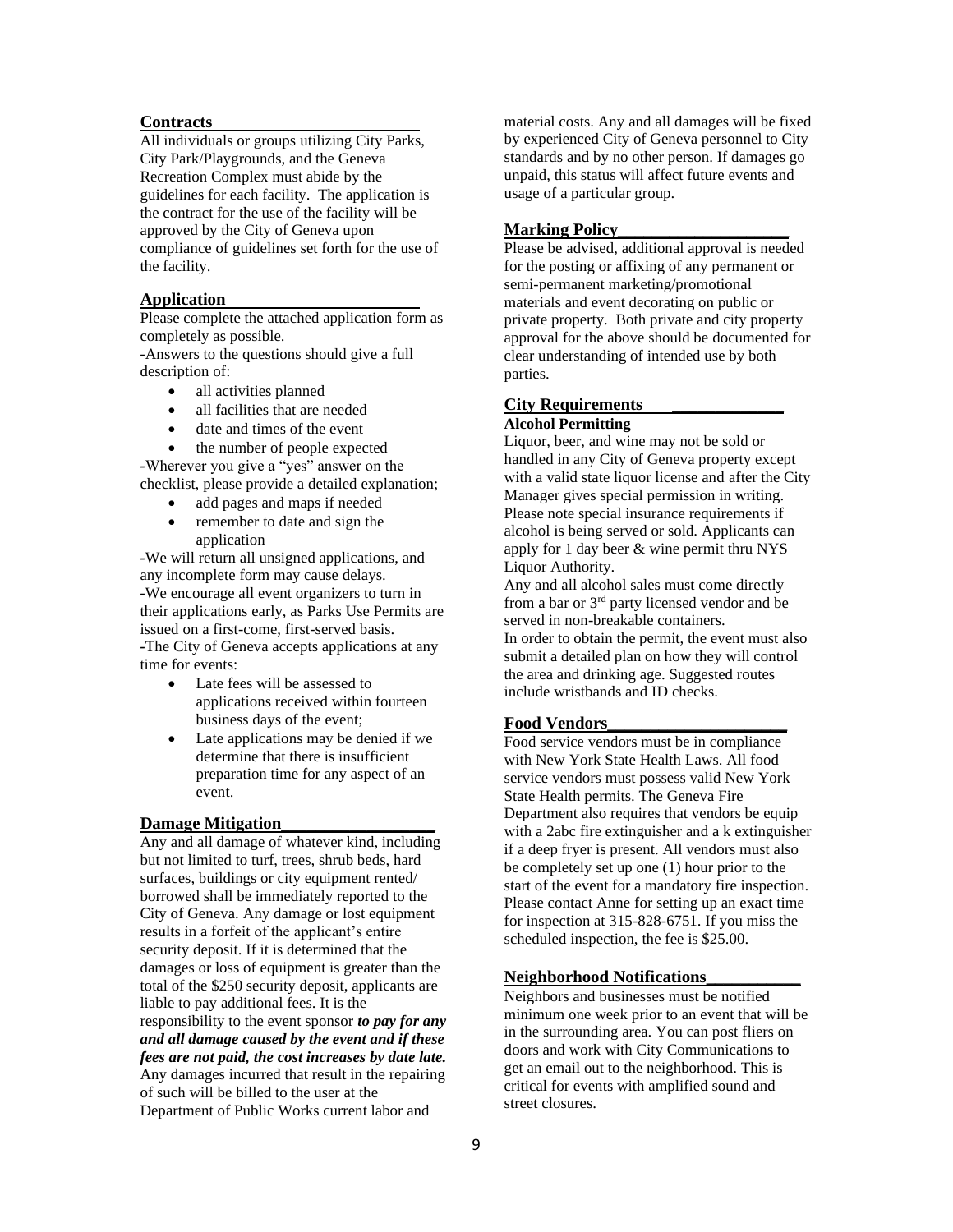## Contracts

All individuals or groups utilizing City Parks, City Park/Playgrounds, and the Geneva Recreation Complex must abide by the guidelines for each facility. The application is the contract for the use of the facility will be approved by the City of Geneva upon compliance of guidelines set forth for the use of the facility.

## Application

Please complete the attached application form as completely as possible.

-Answers to the questions should give a full description of:

- all activities planned
- all facilities that are needed
- date and times of the event
- the number of people expected

-Wherever you give a "yes" answer on the checklist, please provide a detailed explanation;

- add pages and maps if needed
- remember to date and sign the application

-We will return all unsigned applications, and any incomplete form may cause delays.

-We encourage all event organizers to turn in their applications early, as Parks Use Permits are issued on a first-come, first-served basis.

-The City of Geneva accepts applications at any time for events:

- Late fees will be assessed to applications received within fourteen business days of the event;
- Late applications may be denied if we determine that there is insufficient preparation time for any aspect of an event.

## Damage Mitigation

Any and all damage of whatever kind, including but not limited to turf, trees, shrub beds, hard surfaces, buildings or city equipment rented/ borrowed shall be immediately reported to the City of Geneva. Any damage or lost equipment results in a forfeit of the applicant's entire security deposit. If it is determined that the damages or loss of equipment is greater than the total of the $250 security deposit, applicants are liable to pay additional fees. It is the responsibility to the event sponsor ***to pay for any and all damage caused by the event and if these fees are not paid, the cost increases by date late.*** Any damages incurred that result in the repairing of such will be billed to the user at the Department of Public Works current labor and material costs. Any and all damages will be fixed by experienced City of Geneva personnel to City standards and by no other person. If damages go unpaid, this status will affect future events and usage of a particular group.

## Marking Policy

Please be advised, additional approval is needed for the posting or affixing of any permanent or semi-permanent marketing/promotional materials and event decorating on public or private property. Both private and city property approval for the above should be documented for clear understanding of intended use by both parties.

## City Requirements

### Alcohol Permitting

Liquor, beer, and wine may not be sold or handled in any City of Geneva property except with a valid state liquor license and after the City Manager gives special permission in writing. Please note special insurance requirements if alcohol is being served or sold. Applicants can apply for 1 day beer & wine permit thru NYS Liquor Authority.

Any and all alcohol sales must come directly from a bar or 3rd party licensed vendor and be served in non-breakable containers.

In order to obtain the permit, the event must also submit a detailed plan on how they will control the area and drinking age. Suggested routes include wristbands and ID checks.

## Food Vendors

Food service vendors must be in compliance with New York State Health Laws. All food service vendors must possess valid New York State Health permits. The Geneva Fire Department also requires that vendors be equip with a 2abc fire extinguisher and a k extinguisher if a deep fryer is present. All vendors must also be completely set up one (1) hour prior to the start of the event for a mandatory fire inspection. Please contact Anne for setting up an exact time for inspection at 315-828-6751. If you miss the scheduled inspection, the fee is $25.00.

## Neighborhood Notifications

Neighbors and businesses must be notified minimum one week prior to an event that will be in the surrounding area. You can post fliers on doors and work with City Communications to get an email out to the neighborhood. This is critical for events with amplified sound and street closures.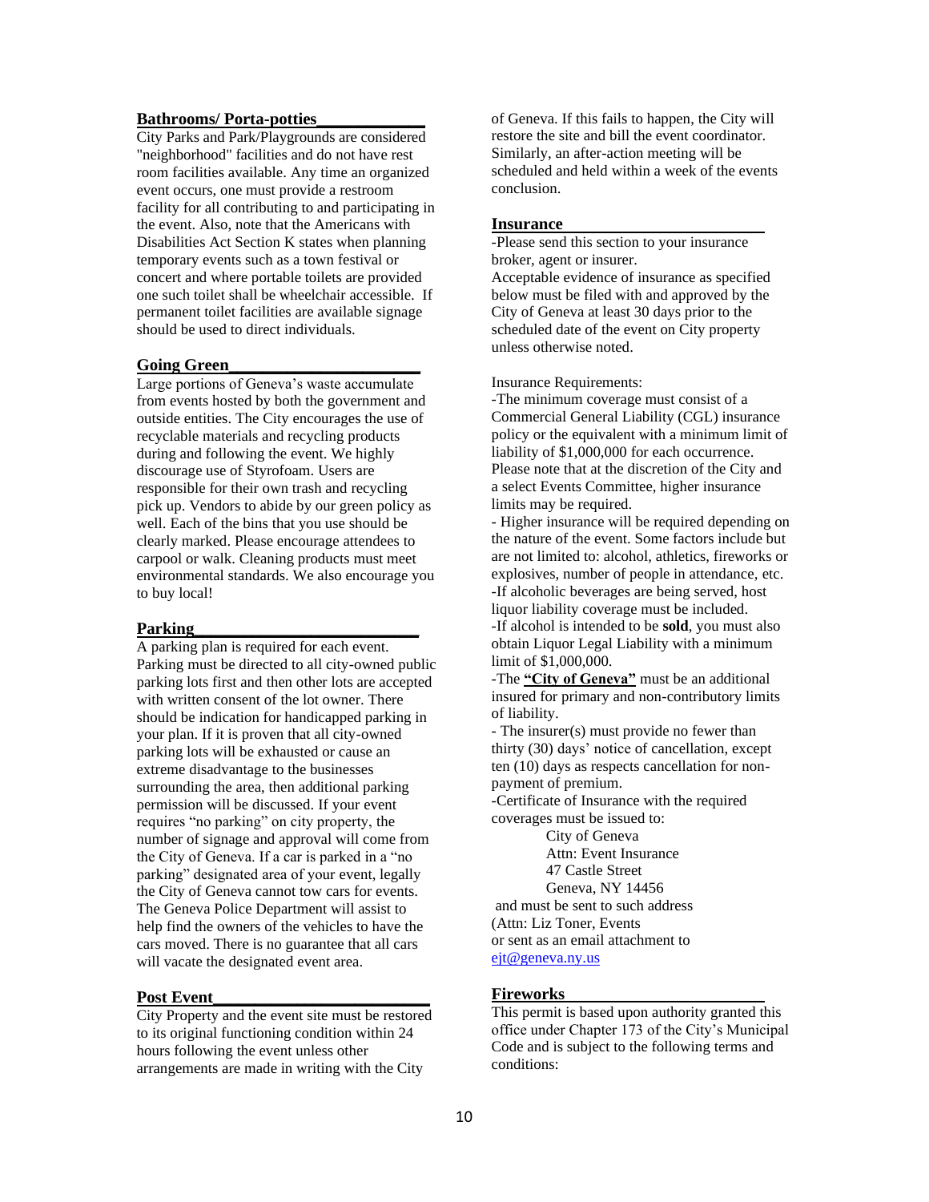### Bathrooms/ Porta-potties

City Parks and Park/Playgrounds are considered "neighborhood" facilities and do not have rest room facilities available. Any time an organized event occurs, one must provide a restroom facility for all contributing to and participating in the event. Also, note that the Americans with Disabilities Act Section K states when planning temporary events such as a town festival or concert and where portable toilets are provided one such toilet shall be wheelchair accessible. If permanent toilet facilities are available signage should be used to direct individuals.

### Going Green

Large portions of Geneva's waste accumulate from events hosted by both the government and outside entities. The City encourages the use of recyclable materials and recycling products during and following the event. We highly discourage use of Styrofoam. Users are responsible for their own trash and recycling pick up. Vendors to abide by our green policy as well. Each of the bins that you use should be clearly marked. Please encourage attendees to carpool or walk. Cleaning products must meet environmental standards. We also encourage you to buy local!

### Parking

A parking plan is required for each event. Parking must be directed to all city-owned public parking lots first and then other lots are accepted with written consent of the lot owner. There should be indication for handicapped parking in your plan. If it is proven that all city-owned parking lots will be exhausted or cause an extreme disadvantage to the businesses surrounding the area, then additional parking permission will be discussed. If your event requires "no parking" on city property, the number of signage and approval will come from the City of Geneva. If a car is parked in a "no parking" designated area of your event, legally the City of Geneva cannot tow cars for events. The Geneva Police Department will assist to help find the owners of the vehicles to have the cars moved. There is no guarantee that all cars will vacate the designated event area.

### Post Event

City Property and the event site must be restored to its original functioning condition within 24 hours following the event unless other arrangements are made in writing with the City of Geneva. If this fails to happen, the City will restore the site and bill the event coordinator. Similarly, an after-action meeting will be scheduled and held within a week of the events conclusion.

### Insurance

-Please send this section to your insurance broker, agent or insurer.
Acceptable evidence of insurance as specified below must be filed with and approved by the City of Geneva at least 30 days prior to the scheduled date of the event on City property unless otherwise noted.

Insurance Requirements:
-The minimum coverage must consist of a Commercial General Liability (CGL) insurance policy or the equivalent with a minimum limit of liability of $1,000,000 for each occurrence. Please note that at the discretion of the City and a select Events Committee, higher insurance limits may be required.
- Higher insurance will be required depending on the nature of the event. Some factors include but are not limited to: alcohol, athletics, fireworks or explosives, number of people in attendance, etc.
-If alcoholic beverages are being served, host liquor liability coverage must be included.
-If alcohol is intended to be **sold**, you must also obtain Liquor Legal Liability with a minimum limit of $1,000,000.
-The **"City of Geneva"** must be an additional insured for primary and non-contributory limits of liability.
- The insurer(s) must provide no fewer than thirty (30) days' notice of cancellation, except ten (10) days as respects cancellation for non-payment of premium.
-Certificate of Insurance with the required coverages must be issued to:

City of Geneva
Attn: Event Insurance
47 Castle Street
Geneva, NY 14456

and must be sent to such address (Attn: Liz Toner, Events
or sent as an email attachment to
ejt@geneva.ny.us

### Fireworks

This permit is based upon authority granted this office under Chapter 173 of the City's Municipal Code and is subject to the following terms and conditions: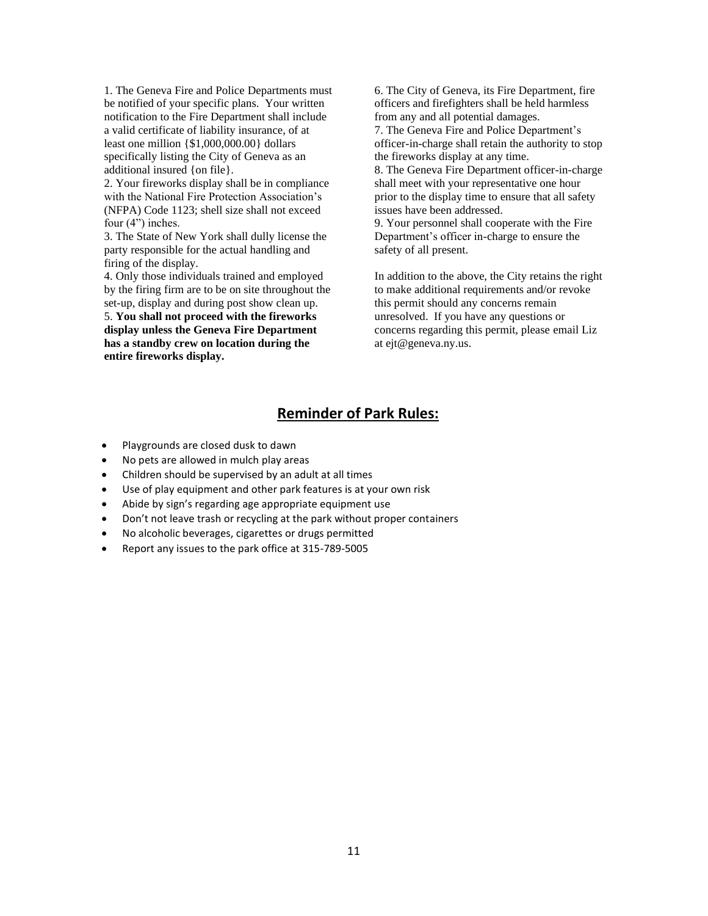1. The Geneva Fire and Police Departments must be notified of your specific plans. Your written notification to the Fire Department shall include a valid certificate of liability insurance, of at least one million {$1,000,000.00} dollars specifically listing the City of Geneva as an additional insured {on file}.
2. Your fireworks display shall be in compliance with the National Fire Protection Association's (NFPA) Code 1123; shell size shall not exceed four (4") inches.
3. The State of New York shall dully license the party responsible for the actual handling and firing of the display.
4. Only those individuals trained and employed by the firing firm are to be on site throughout the set-up, display and during post show clean up.
5. **You shall not proceed with the fireworks display unless the Geneva Fire Department has a standby crew on location during the entire fireworks display.**
6. The City of Geneva, its Fire Department, fire officers and firefighters shall be held harmless from any and all potential damages.
7. The Geneva Fire and Police Department's officer-in-charge shall retain the authority to stop the fireworks display at any time.
8. The Geneva Fire Department officer-in-charge shall meet with your representative one hour prior to the display time to ensure that all safety issues have been addressed.
9. Your personnel shall cooperate with the Fire Department's officer in-charge to ensure the safety of all present.

In addition to the above, the City retains the right to make additional requirements and/or revoke this permit should any concerns remain unresolved. If you have any questions or concerns regarding this permit, please email Liz at ejt@geneva.ny.us.

## **Reminder of Park Rules:**

- Playgrounds are closed dusk to dawn
- No pets are allowed in mulch play areas
- Children should be supervised by an adult at all times
- Use of play equipment and other park features is at your own risk
- Abide by sign's regarding age appropriate equipment use
- Don't not leave trash or recycling at the park without proper containers
- No alcoholic beverages, cigarettes or drugs permitted
- Report any issues to the park office at 315-789-5005